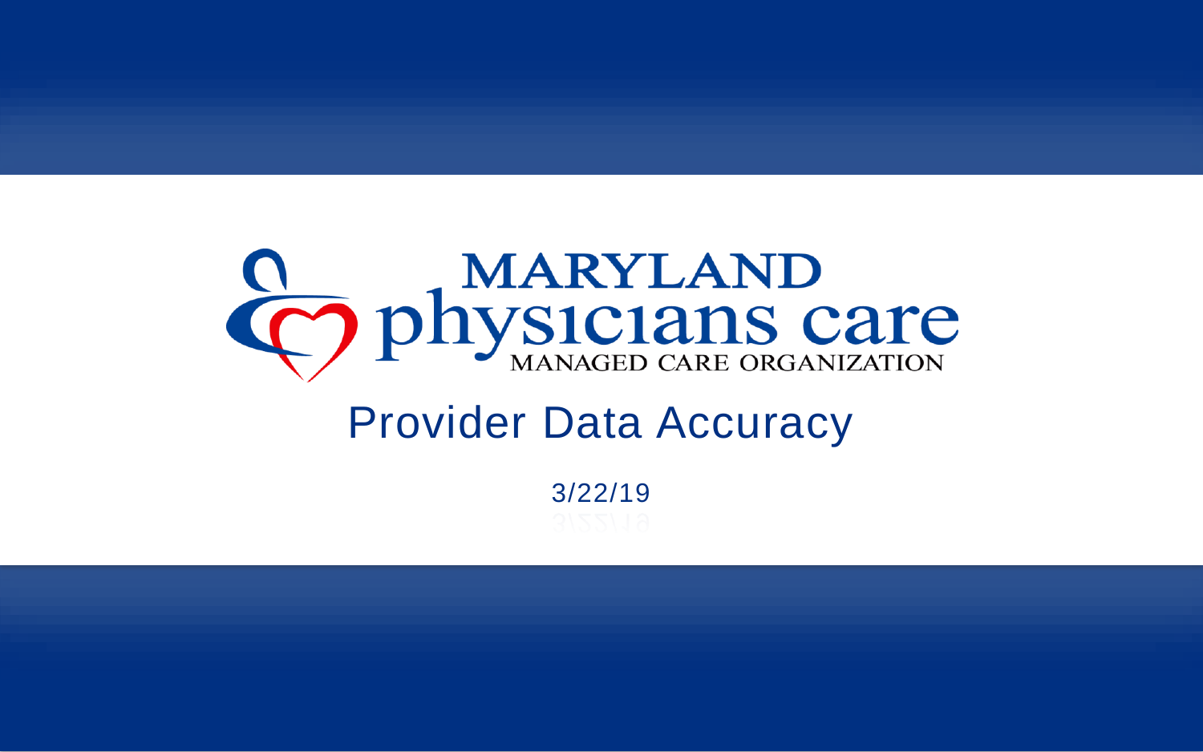MARYLAND physicians care
MANAGED CARE ORGANIZATION

# Provider Data Accuracy

3/22/19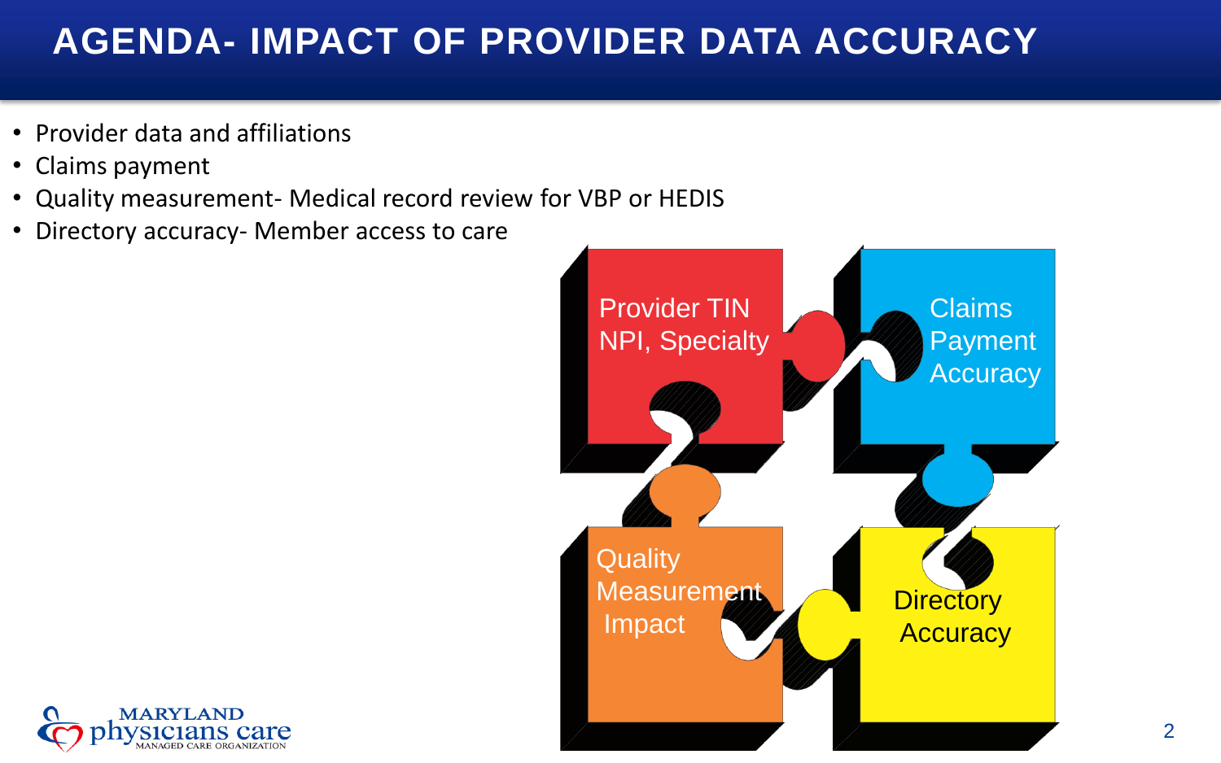# AGENDA- IMPACT OF PROVIDER DATA ACCURACY

- Provider data and affiliations
- Claims payment
- Quality measurement- Medical record review for VBP or HEDIS
- Directory accuracy- Member access to care

Provider TIN NPI, Specialty

Claims Payment Accuracy

Quality Measurement Impact

Directory Accuracy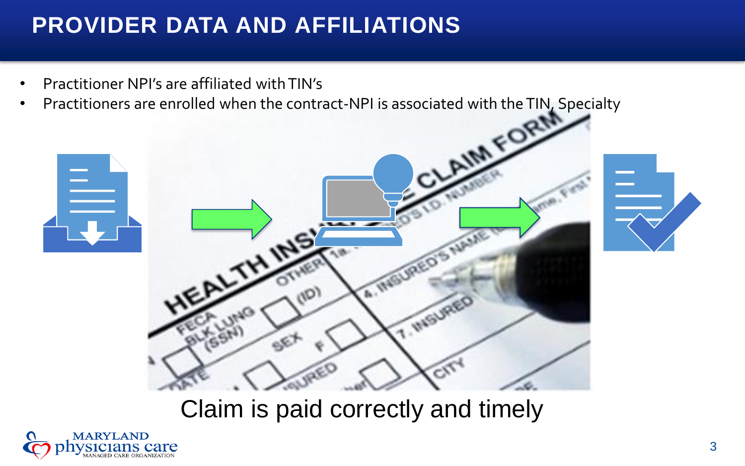# PROVIDER DATA AND AFFILIATIONS

- Practitioner NPI's are affiliated with TIN's
- Practitioners are enrolled when the contract-NPI is associated with the TIN, Specialty

Claim is paid correctly and timely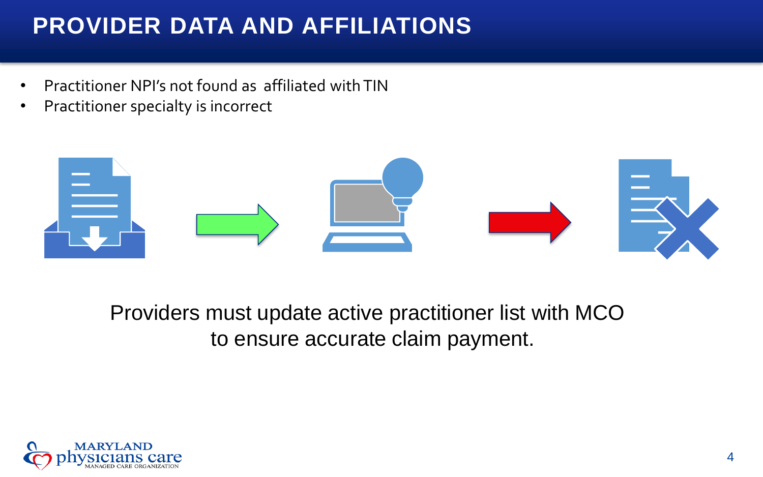# PROVIDER DATA AND AFFILIATIONS

- Practitioner NPI's not found as affiliated with TIN
- Practitioner specialty is incorrect

Providers must update active practitioner list with MCO to ensure accurate claim payment.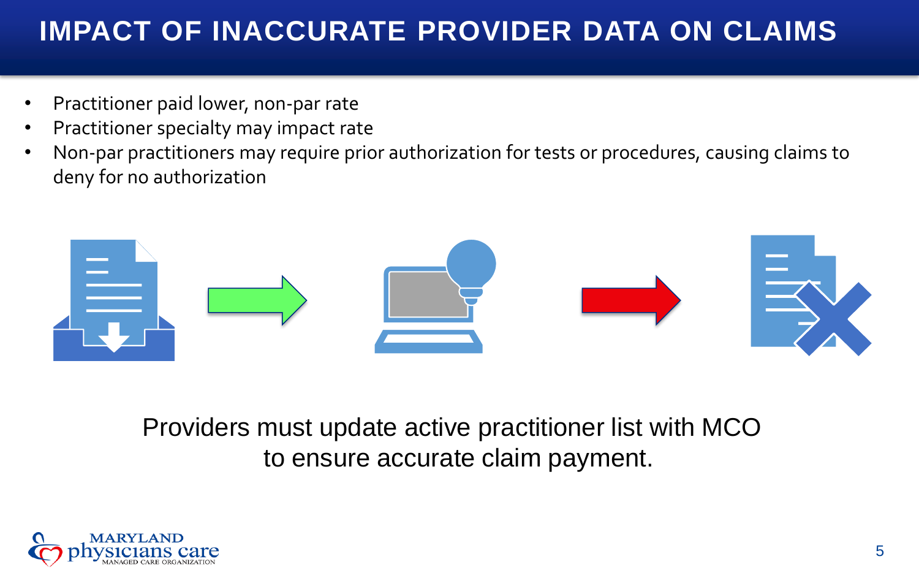# IMPACT OF INACCURATE PROVIDER DATA ON CLAIMS

- Practitioner paid lower, non-par rate
- Practitioner specialty may impact rate
- Non-par practitioners may require prior authorization for tests or procedures, causing claims to deny for no authorization

Providers must update active practitioner list with MCO to ensure accurate claim payment.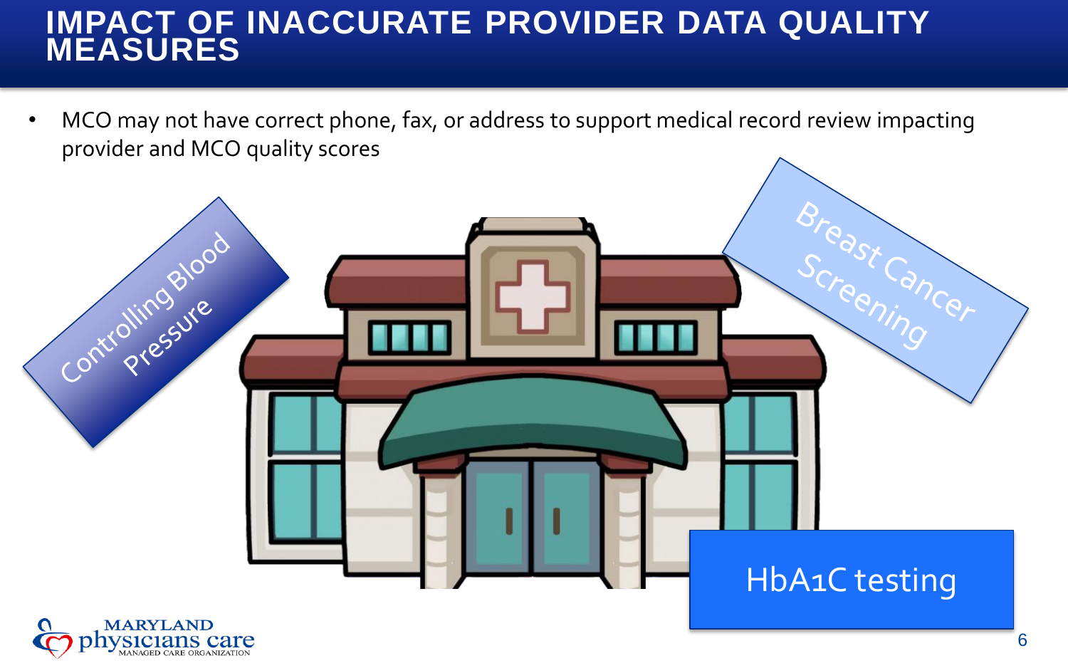# IMPACT OF INACCURATE PROVIDER DATA QUALITY MEASURES

- MCO may not have correct phone, fax, or address to support medical record review impacting provider and MCO quality scores

Controlling Blood Pressure

Breast Cancer Screening

HbA1C testing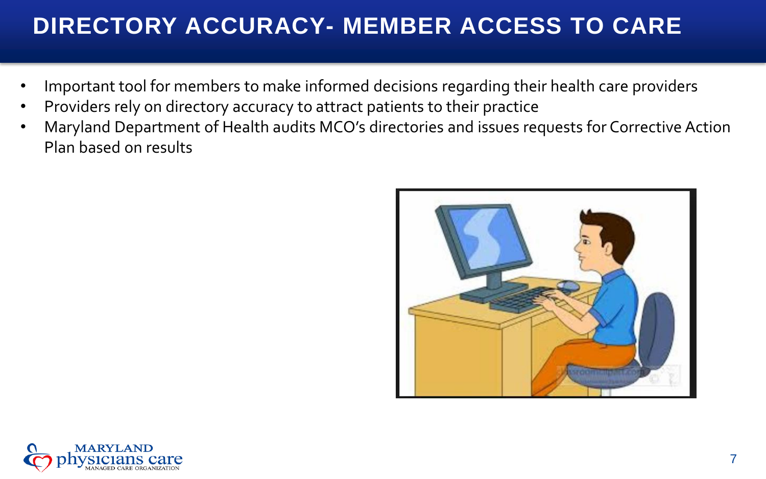# DIRECTORY ACCURACY- MEMBER ACCESS TO CARE

- Important tool for members to make informed decisions regarding their health care providers
- Providers rely on directory accuracy to attract patients to their practice
- Maryland Department of Health audits MCO's directories and issues requests for Corrective Action Plan based on results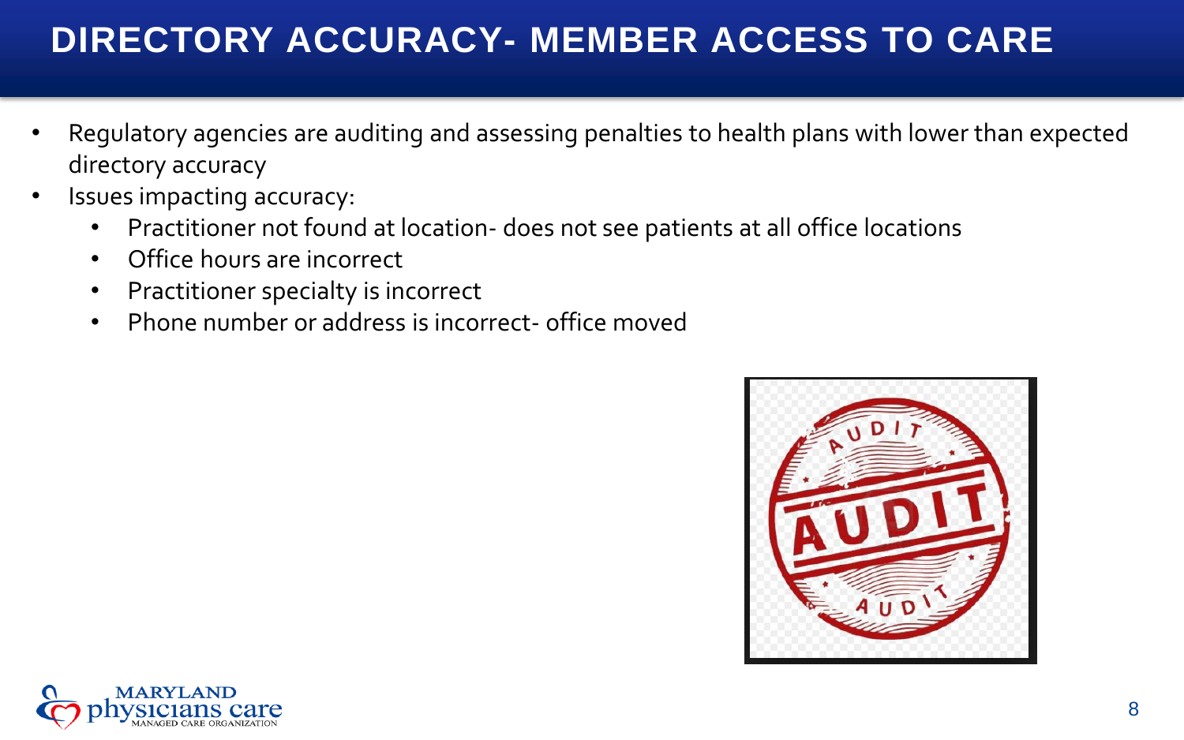# DIRECTORY ACCURACY- MEMBER ACCESS TO CARE

- Regulatory agencies are auditing and assessing penalties to health plans with lower than expected directory accuracy
- Issues impacting accuracy:
  - Practitioner not found at location- does not see patients at all office locations
  - Office hours are incorrect
  - Practitioner specialty is incorrect
  - Phone number or address is incorrect- office moved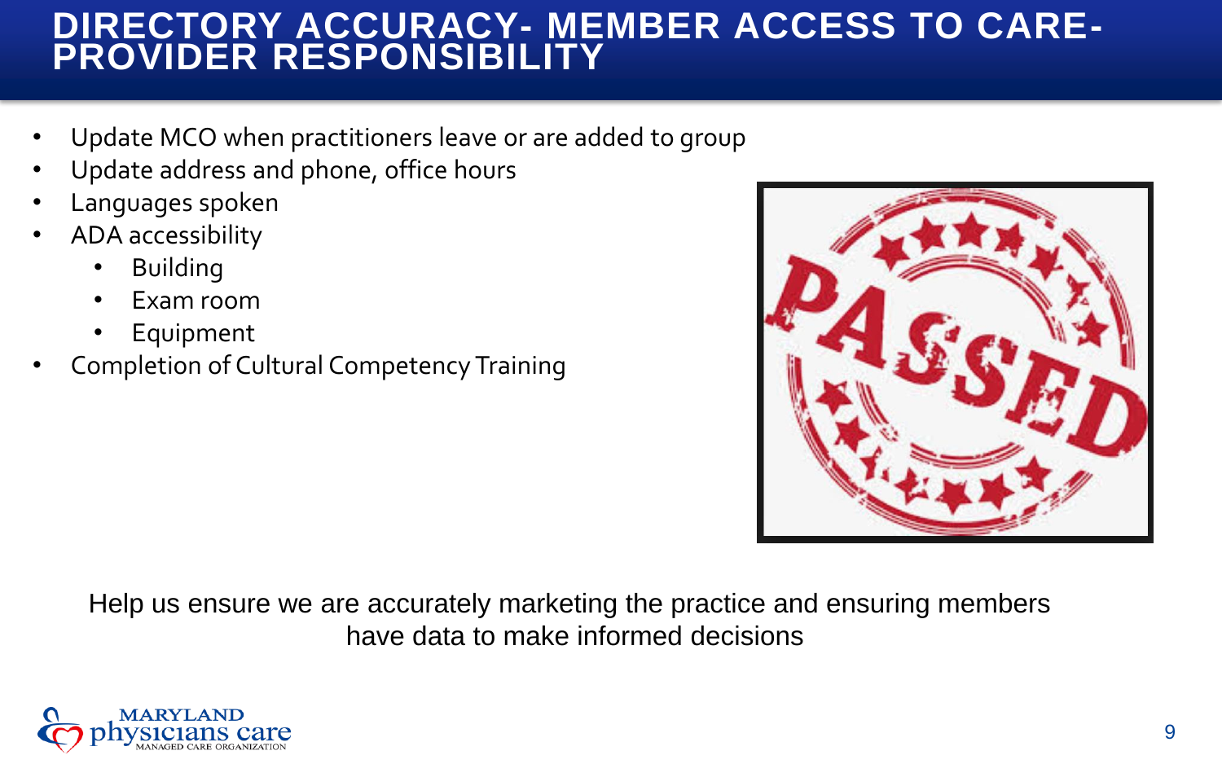# DIRECTORY ACCURACY- MEMBER ACCESS TO CARE- PROVIDER RESPONSIBILITY

- Update MCO when practitioners leave or are added to group
- Update address and phone, office hours
- Languages spoken
- ADA accessibility
  - Building
  - Exam room
  - Equipment
- Completion of Cultural Competency Training

Help us ensure we are accurately marketing the practice and ensuring members have data to make informed decisions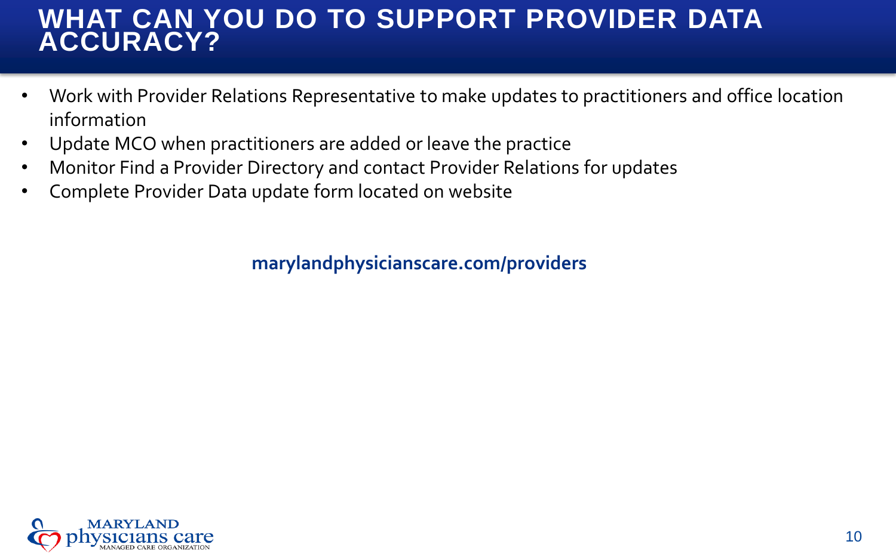# WHAT CAN YOU DO TO SUPPORT PROVIDER DATA ACCURACY?

- Work with Provider Relations Representative to make updates to practitioners and office location information
- Update MCO when practitioners are added or leave the practice
- Monitor Find a Provider Directory and contact Provider Relations for updates
- Complete Provider Data update form located on website

**marylandphysicianscare.com/providers**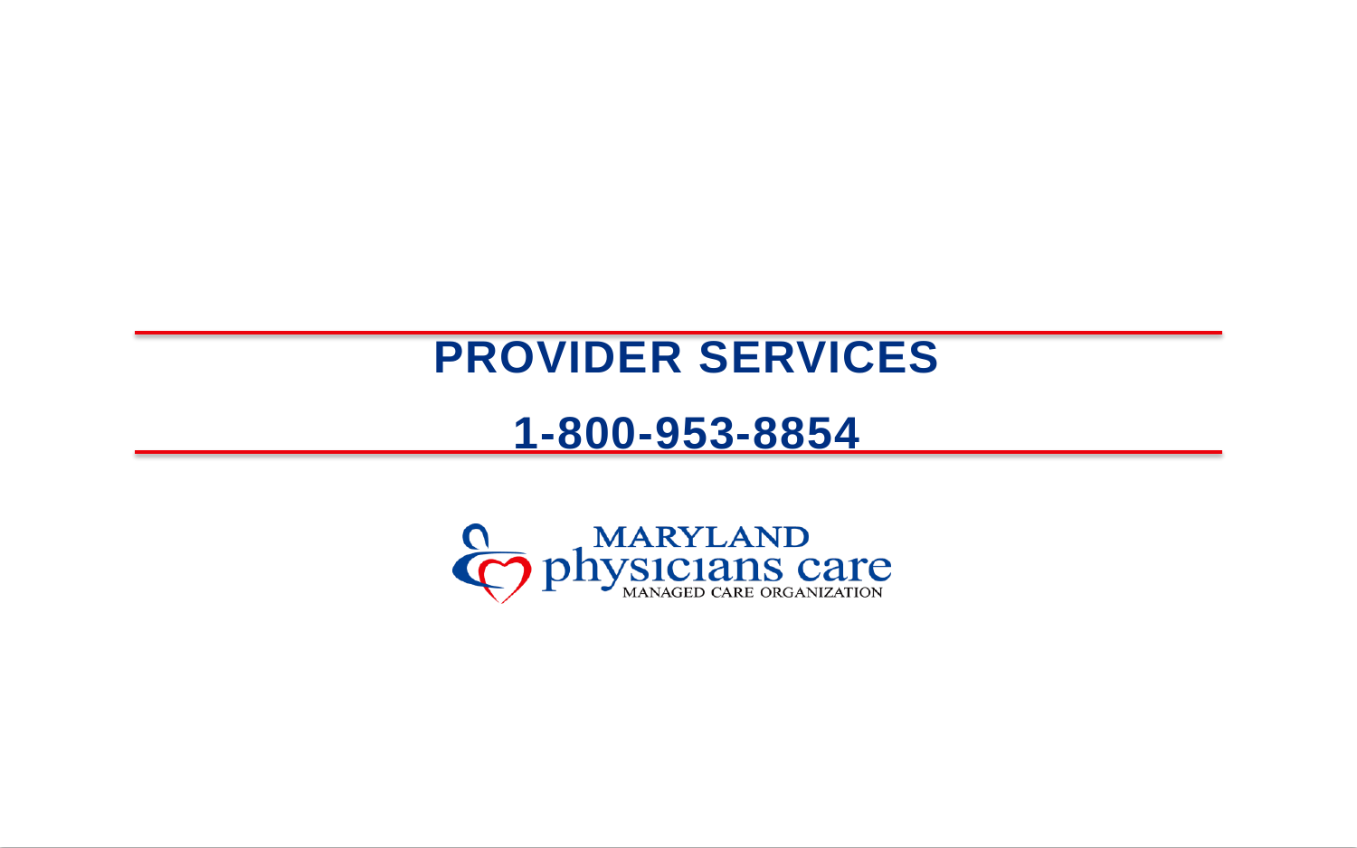# PROVIDER SERVICES

# 1-800-953-8854

MARYLAND physicians care

MANAGED CARE ORGANIZATION